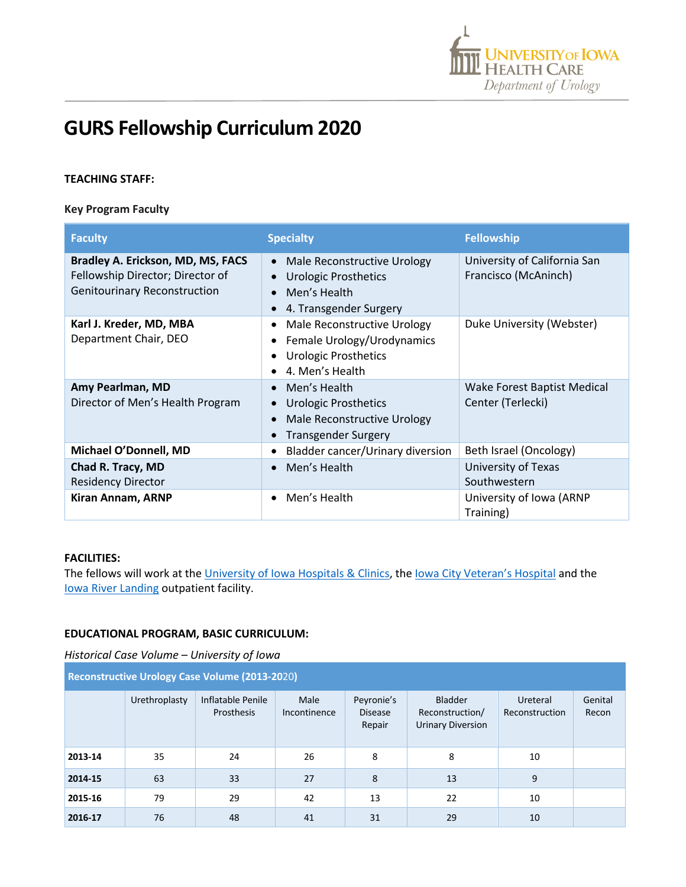# GURS Fellowship Curriculum 2020

**TEACHING STAFF:**

**Key Program Faculty**

| Faculty | Specialty | Fellowship |
|---|---|---|
| **Bradley A. Erickson, MD, MS, FACS**<br>Fellowship Director; Director of Genitourinary Reconstruction | • Male Reconstructive Urology<br>• Urologic Prosthetics<br>• Men's Health<br>• 4. Transgender Surgery | University of California San Francisco (McAninch) |
| **Karl J. Kreder, MD, MBA**<br>Department Chair, DEO | • Male Reconstructive Urology<br>• Female Urology/Urodynamics<br>• Urologic Prosthetics<br>• 4. Men's Health | Duke University (Webster) |
| **Amy Pearlman, MD**<br>Director of Men's Health Program | • Men's Health<br>• Urologic Prosthetics<br>• Male Reconstructive Urology<br>• Transgender Surgery | Wake Forest Baptist Medical Center (Terlecki) |
| **Michael O'Donnell, MD** | • Bladder cancer/Urinary diversion | Beth Israel (Oncology) |
| **Chad R. Tracy, MD**<br>Residency Director | • Men's Health | University of Texas Southwestern |
| **Kiran Annam, ARNP** | • Men's Health | University of Iowa (ARNP Training) |

**FACILITIES:**

The fellows will work at the University of Iowa Hospitals & Clinics, the Iowa City Veteran's Hospital and the Iowa River Landing outpatient facility.

**EDUCATIONAL PROGRAM, BASIC CURRICULUM:**

*Historical Case Volume – University of Iowa*

| Reconstructive Urology Case Volume (2013-2020) | | | | | | | |
|---|---|---|---|---|---|---|---|
| | Urethroplasty | Inflatable Penile Prosthesis | Male Incontinence | Peyronie's Disease Repair | Bladder Reconstruction/ Urinary Diversion | Ureteral Reconstruction | Genital Recon |
| **2013-14** | 35 | 24 | 26 | 8 | 8 | 10 | |
| **2014-15** | 63 | 33 | 27 | 8 | 13 | 9 | |
| **2015-16** | 79 | 29 | 42 | 13 | 22 | 10 | |
| **2016-17** | 76 | 48 | 41 | 31 | 29 | 10 | |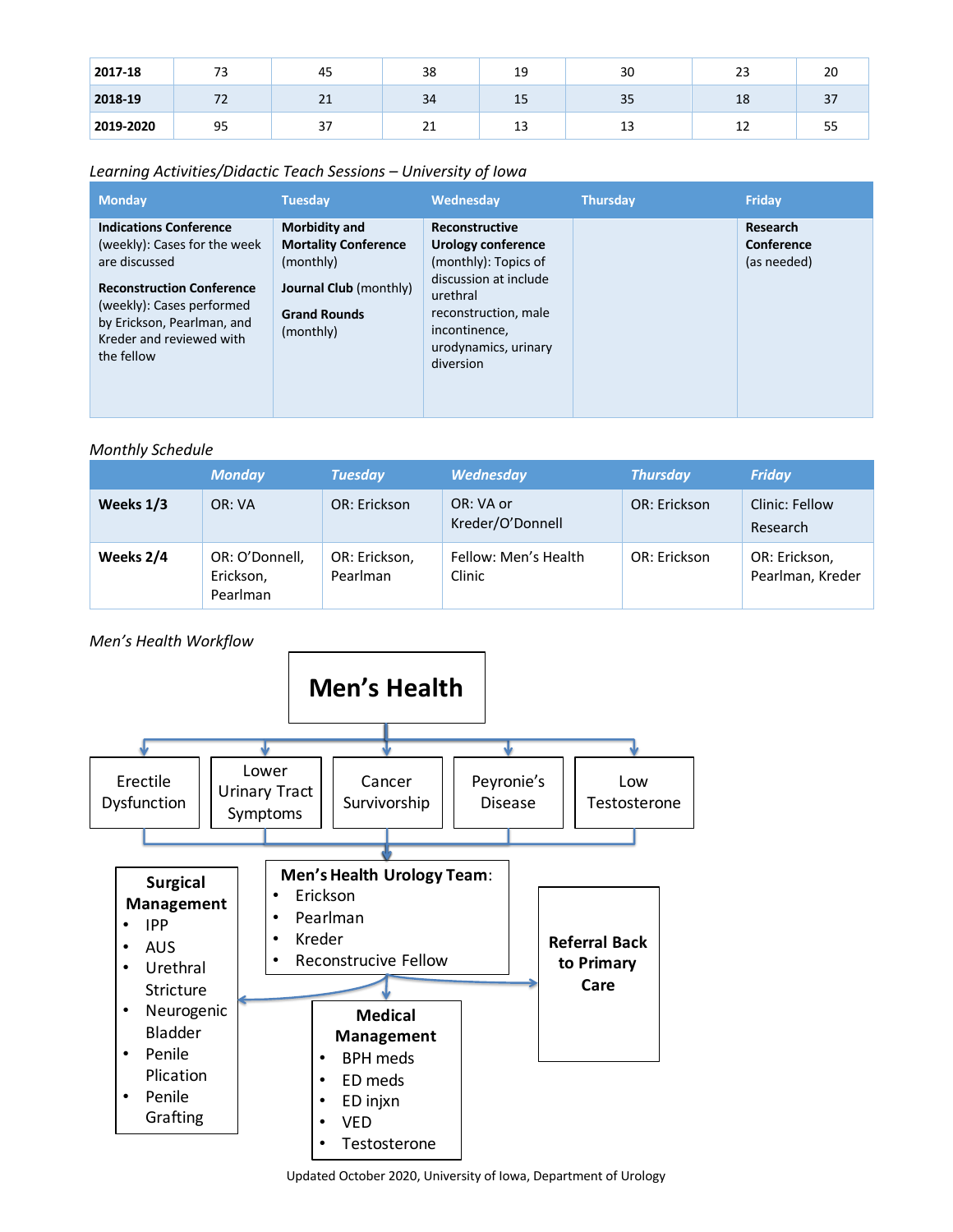| | | | | | | | |
|---|---|---|---|---|---|---|---|
| **2017-18** | 73 | 45 | 38 | 19 | 30 | 23 | 20 |
| **2018-19** | 72 | 21 | 34 | 15 | 35 | 18 | 37 |
| **2019-2020** | 95 | 37 | 21 | 13 | 13 | 12 | 55 |

*Learning Activities/Didactic Teach Sessions – University of Iowa*

| Monday | Tuesday | Wednesday | Thursday | Friday |
|---|---|---|---|---|
| **Indications Conference** (weekly): Cases for the week are discussed<br><br>**Reconstruction Conference** (weekly): Cases performed by Erickson, Pearlman, and Kreder and reviewed with the fellow | **Morbidity and Mortality Conference** (monthly)<br><br>**Journal Club** (monthly)<br><br>**Grand Rounds** (monthly) | **Reconstructive Urology conference** (monthly): Topics of discussion at include urethral reconstruction, male incontinence, urodynamics, urinary diversion | | **Research Conference** (as needed) |

*Monthly Schedule*

| | *Monday* | *Tuesday* | *Wednesday* | *Thursday* | *Friday* |
|---|---|---|---|---|---|
| **Weeks 1/3** | OR: VA | OR: Erickson | OR: VA or Kreder/O'Donnell | OR: Erickson | Clinic: Fellow Research |
| **Weeks 2/4** | OR: O'Donnell, Erickson, Pearlman | OR: Erickson, Pearlman | Fellow: Men's Health Clinic | OR: Erickson | OR: Erickson, Pearlman, Kreder |

*Men's Health Workflow*

Men's Health

Erectile Dysfunction

Lower Urinary Tract Symptoms

Cancer Survivorship

Peyronie's Disease

Low Testosterone

**Men's Health Urology Team**:
- Erickson
- Pearlman
- Kreder
- Reconstrucive Fellow

**Surgical Management**
- IPP
- AUS
- Urethral Stricture
- Neurogenic Bladder
- Penile Plication
- Penile Grafting

**Medical Management**
- BPH meds
- ED meds
- ED injxn
- VED
- Testosterone

**Referral Back to Primary Care**

Updated October 2020, University of Iowa, Department of Urology